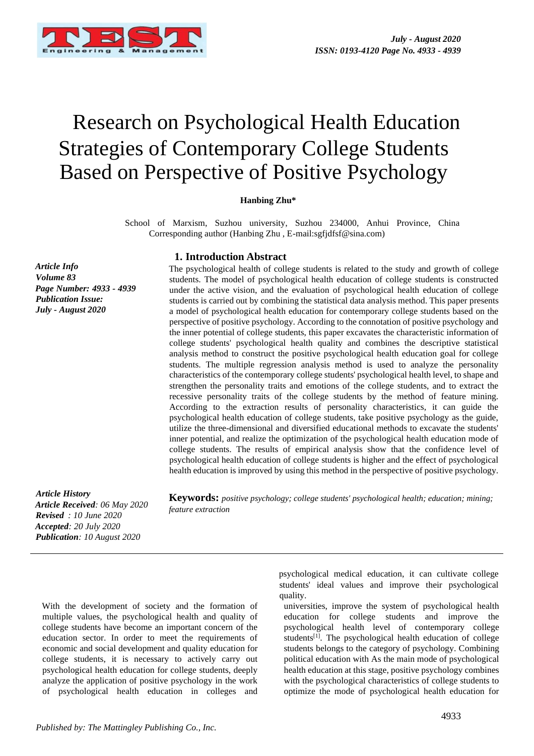# Research on Psychological Health Education Strategies of Contemporary College Students Based on Perspective of Positive Psychology

**Hanbing Zhu***

School of Marxism, Suzhou university, Suzhou 234000, Anhui Province, China
Corresponding author (Hanbing Zhu , E-mail:sgfjdfsf@sina.com)

*Article Info*
*Volume 83*
*Page Number: 4933 - 4939*
*Publication Issue:*
*July - August 2020*

*Article History*
*Article Received: 06 May 2020*
*Revised : 10 June 2020*
*Accepted: 20 July 2020*
*Publication: 10 August 2020*

## 1. Introduction Abstract

The psychological health of college students is related to the study and growth of college students. The model of psychological health education of college students is constructed under the active vision, and the evaluation of psychological health education of college students is carried out by combining the statistical data analysis method. This paper presents a model of psychological health education for contemporary college students based on the perspective of positive psychology. According to the connotation of positive psychology and the inner potential of college students, this paper excavates the characteristic information of college students' psychological health quality and combines the descriptive statistical analysis method to construct the positive psychological health education goal for college students. The multiple regression analysis method is used to analyze the personality characteristics of the contemporary college students' psychological health level, to shape and strengthen the personality traits and emotions of the college students, and to extract the recessive personality traits of the college students by the method of feature mining. According to the extraction results of personality characteristics, it can guide the psychological health education of college students, take positive psychology as the guide, utilize the three-dimensional and diversified educational methods to excavate the students' inner potential, and realize the optimization of the psychological health education mode of college students. The results of empirical analysis show that the confidence level of psychological health education of college students is higher and the effect of psychological health education is improved by using this method in the perspective of positive psychology.

**Keywords:** *positive psychology; college students' psychological health; education; mining; feature extraction*

With the development of society and the formation of multiple values, the psychological health and quality of college students have become an important concern of the education sector. In order to meet the requirements of economic and social development and quality education for college students, it is necessary to actively carry out psychological health education for college students, deeply analyze the application of positive psychology in the work of psychological health education in colleges and universities, improve the system of psychological health education for college students and improve the psychological health level of contemporary college students[1]. The psychological health education of college students belongs to the category of psychology. Combining political education with As the main mode of psychological health education at this stage, positive psychology combines with the psychological characteristics of college students to optimize the mode of psychological health education for psychological medical education, it can cultivate college students' ideal values and improve their psychological quality.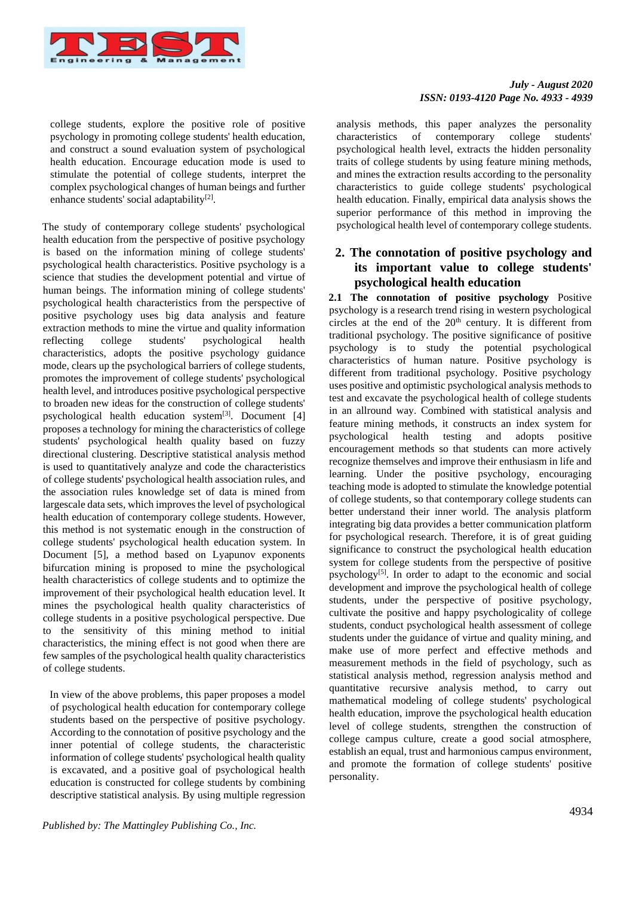college students, explore the positive role of positive psychology in promoting college students' health education, and construct a sound evaluation system of psychological health education. Encourage education mode is used to stimulate the potential of college students, interpret the complex psychological changes of human beings and further enhance students' social adaptability[2].

The study of contemporary college students' psychological health education from the perspective of positive psychology is based on the information mining of college students' psychological health characteristics. Positive psychology is a science that studies the development potential and virtue of human beings. The information mining of college students' psychological health characteristics from the perspective of positive psychology uses big data analysis and feature extraction methods to mine the virtue and quality information reflecting college students' psychological health characteristics, adopts the positive psychology guidance mode, clears up the psychological barriers of college students, promotes the improvement of college students' psychological health level, and introduces positive psychological perspective to broaden new ideas for the construction of college students' psychological health education system[3]. Document [4] proposes a technology for mining the characteristics of college students' psychological health quality based on fuzzy directional clustering. Descriptive statistical analysis method is used to quantitatively analyze and code the characteristics of college students' psychological health association rules, and the association rules knowledge set of data is mined from largescale data sets, which improves the level of psychological health education of contemporary college students. However, this method is not systematic enough in the construction of college students' psychological health education system. In Document [5], a method based on Lyapunov exponents bifurcation mining is proposed to mine the psychological health characteristics of college students and to optimize the improvement of their psychological health education level. It mines the psychological health quality characteristics of college students in a positive psychological perspective. Due to the sensitivity of this mining method to initial characteristics, the mining effect is not good when there are few samples of the psychological health quality characteristics of college students.

In view of the above problems, this paper proposes a model of psychological health education for contemporary college students based on the perspective of positive psychology. According to the connotation of positive psychology and the inner potential of college students, the characteristic information of college students' psychological health quality is excavated, and a positive goal of psychological health education is constructed for college students by combining descriptive statistical analysis. By using multiple regression analysis methods, this paper analyzes the personality characteristics of contemporary college students' psychological health level, extracts the hidden personality traits of college students by using feature mining methods, and mines the extraction results according to the personality characteristics to guide college students' psychological health education. Finally, empirical data analysis shows the superior performance of this method in improving the psychological health level of contemporary college students.

## 2. The connotation of positive psychology and its important value to college students' psychological health education

**2.1 The connotation of positive psychology** Positive psychology is a research trend rising in western psychological circles at the end of the 20th century. It is different from traditional psychology. The positive significance of positive psychology is to study the potential psychological characteristics of human nature. Positive psychology is different from traditional psychology. Positive psychology uses positive and optimistic psychological analysis methods to test and excavate the psychological health of college students in an allround way. Combined with statistical analysis and feature mining methods, it constructs an index system for psychological health testing and adopts positive encouragement methods so that students can more actively recognize themselves and improve their enthusiasm in life and learning. Under the positive psychology, encouraging teaching mode is adopted to stimulate the knowledge potential of college students, so that contemporary college students can better understand their inner world. The analysis platform integrating big data provides a better communication platform for psychological research. Therefore, it is of great guiding significance to construct the psychological health education system for college students from the perspective of positive psychology[5]. In order to adapt to the economic and social development and improve the psychological health of college students, under the perspective of positive psychology, cultivate the positive and happy psychologicality of college students, conduct psychological health assessment of college students under the guidance of virtue and quality mining, and make use of more perfect and effective methods and measurement methods in the field of psychology, such as statistical analysis method, regression analysis method and quantitative recursive analysis method, to carry out mathematical modeling of college students' psychological health education, improve the psychological health education level of college students, strengthen the construction of college campus culture, create a good social atmosphere, establish an equal, trust and harmonious campus environment, and promote the formation of college students' positive personality.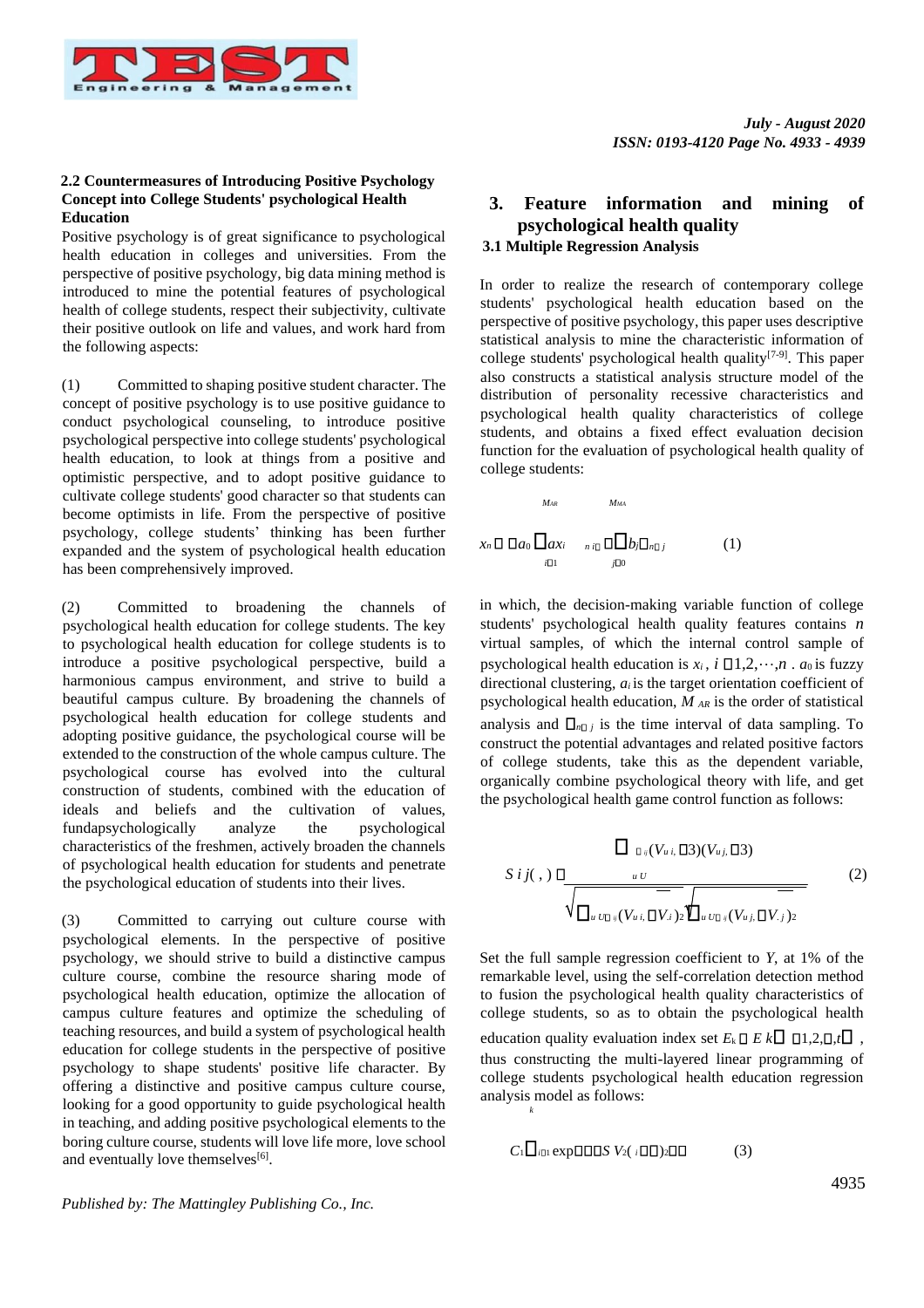### 2.2 Countermeasures of Introducing Positive Psychology Concept into College Students' psychological Health Education

Positive psychology is of great significance to psychological health education in colleges and universities. From the perspective of positive psychology, big data mining method is introduced to mine the potential features of psychological health of college students, respect their subjectivity, cultivate their positive outlook on life and values, and work hard from the following aspects:

(1) Committed to shaping positive student character. The concept of positive psychology is to use positive guidance to conduct psychological counseling, to introduce positive psychological perspective into college students' psychological health education, to look at things from a positive and optimistic perspective, and to adopt positive guidance to cultivate college students' good character so that students can become optimists in life. From the perspective of positive psychology, college students' thinking has been further expanded and the system of psychological health education has been comprehensively improved.

(2) Committed to broadening the channels of psychological health education for college students. The key to psychological health education for college students is to introduce a positive psychological perspective, build a harmonious campus environment, and strive to build a beautiful campus culture. By broadening the channels of psychological health education for college students and adopting positive guidance, the psychological course will be extended to the construction of the whole campus culture. The psychological course has evolved into the cultural construction of students, combined with the education of ideals and beliefs and the cultivation of values, fundapsychologically analyze the psychological characteristics of the freshmen, actively broaden the channels of psychological health education for students and penetrate the psychological education of students into their lives.

(3) Committed to carrying out culture course with psychological elements. In the perspective of positive psychology, we should strive to build a distinctive campus culture course, combine the resource sharing mode of psychological health education, optimize the allocation of campus culture features and optimize the scheduling of teaching resources, and build a system of psychological health education for college students in the perspective of positive psychology to shape students' positive life character. By offering a distinctive and positive campus culture course, looking for a good opportunity to guide psychological health in teaching, and adding positive psychological elements to the boring culture course, students will love life more, love school and eventually love themselves[6].

## 3. Feature information and mining of psychological health quality

### 3.1 Multiple Regression Analysis

In order to realize the research of contemporary college students' psychological health education based on the perspective of positive psychology, this paper uses descriptive statistical analysis to mine the characteristic information of college students' psychological health quality[7-9]. This paper also constructs a statistical analysis structure model of the distribution of personality recessive characteristics and psychological health quality characteristics of college students, and obtains a fixed effect evaluation decision function for the evaluation of psychological health quality of college students:

$$x_n = a_0 + \sum_{i=1}^{M_{AR}} a_i x_{n-i} + \sum_{j=0}^{M_{MA}} b_j \varepsilon_{n-j} \qquad (1)$$

in which, the decision-making variable function of college students' psychological health quality features contains $n$ virtual samples, of which the internal control sample of psychological health education is $x_i$, $i = 1,2,\cdots,n$. $a_0$ is fuzzy directional clustering, $a_i$ is the target orientation coefficient of psychological health education, $M_{AR}$ is the order of statistical analysis and $\varepsilon_{n-j}$ is the time interval of data sampling. To construct the potential advantages and related positive factors of college students, take this as the dependent variable, organically combine psychological theory with life, and get the psychological health game control function as follows:

$$S(i,j) = \frac{\sum_{u \in U}(V_{u,i} - 3)(V_{u,j} - 3)}{\sqrt{\sum_{u \in U_{ij}}(V_{u,i} - \overline{V_{.i}})^2}\sqrt{\sum_{u \in U_{ij}}(V_{u,j} - \overline{V_{.j}})^2}} \qquad (2)$$

Set the full sample regression coefficient to $Y$, at 1% of the remarkable level, using the self-correlation detection method to fusion the psychological health quality characteristics of college students, so as to obtain the psychological health education quality evaluation index set $E_k = \{E\ k = 1,2,\cdots,t\}$, thus constructing the multi-layered linear programming of college students psychological health education regression analysis model as follows:

$$C_1 \sum_{i=1}^{k} \exp\left(-S\ V_2(i)^2\right) \qquad (3)$$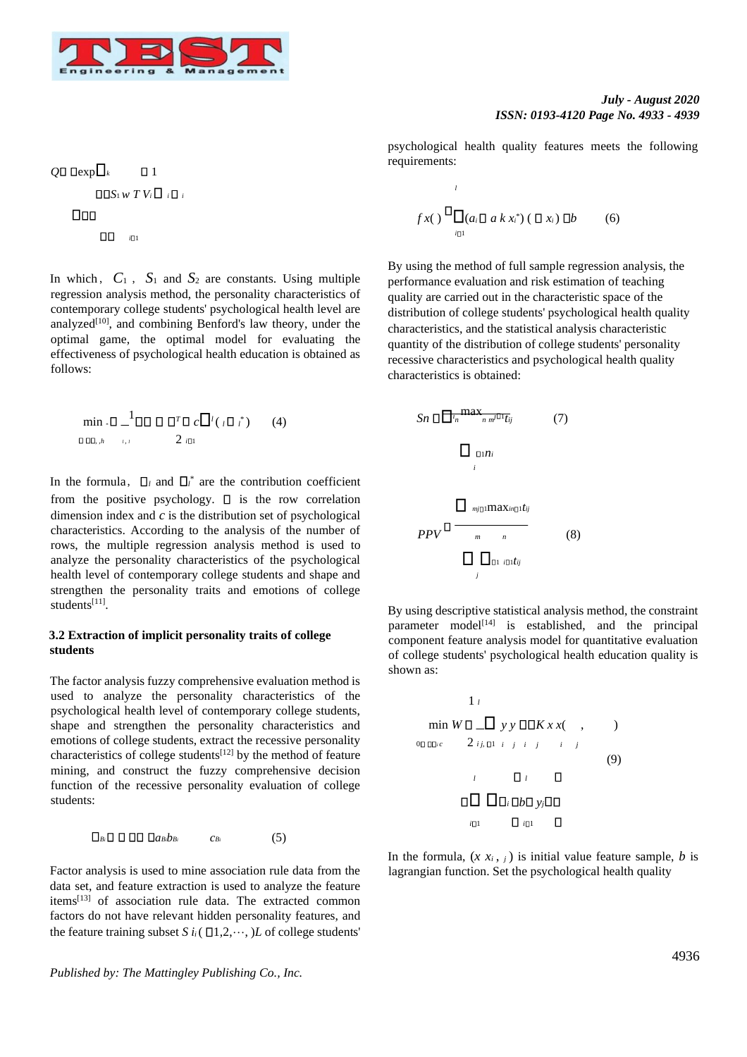$$Q = \exp\left(-\frac{1}{k}\right) \sum_{i=1} S_1 w T V_i \cdot i \cdot i$$

In which, $C_1$, $S_1$ and $S_2$ are constants. Using multiple regression analysis method, the personality characteristics of contemporary college students' psychological health level are analyzed[10], and combining Benford's law theory, under the optimal game, the optimal model for evaluating the effectiveness of psychological health education is obtained as follows:

$$\min_{\omega, h, \xi, \xi^*} \frac{1}{2} \omega^T \omega + c \sum_{i=1}^{l} (\xi_i + \xi_i^*) \qquad (4)$$

In the formula, $\xi_l$ and $\xi_l^*$ are the contribution coefficient from the positive psychology. $\omega$ is the row correlation dimension index and $c$ is the distribution set of psychological characteristics. According to the analysis of the number of rows, the multiple regression analysis method is used to analyze the personality characteristics of the psychological health level of contemporary college students and shape and strengthen the personality traits and emotions of college students[11].

### 3.2 Extraction of implicit personality traits of college students

The factor analysis fuzzy comprehensive evaluation method is used to analyze the personality characteristics of the psychological health level of contemporary college students, shape and strengthen the personality characteristics and emotions of college students, extract the recessive personality characteristics of college students[12] by the method of feature mining, and construct the fuzzy comprehensive decision function of the recessive personality evaluation of college students:

$$\mu_{B_i} = \sum a_{B_i} b_{B_i} c_{B_i} \qquad (5)$$

Factor analysis is used to mine association rule data from the data set, and feature extraction is used to analyze the feature items[13] of association rule data. The extracted common factors do not have relevant hidden personality features, and the feature training subset $S\ i_i\ (=1,2,\cdots,)L$ of college students' psychological health quality features meets the following requirements:

$$f(x) = \sum_{i=1}^{l} (a_i - a_i^*) k(x_i, x) + b \qquad (6)$$

By using the method of full sample regression analysis, the performance evaluation and risk estimation of teaching quality are carried out in the characteristic space of the distribution of college students' psychological health quality characteristics, and the statistical analysis characteristic quantity of the distribution of college students' personality recessive characteristics and psychological health quality characteristics is obtained:

$$Sn = \frac{\sum_{n} \max_{m=1} t_{ij}}{\sum_{i=1} n_i} \qquad (7)$$

$$PPV = \frac{\sum_{m j=1} \max_{i n=1} t_{ij}}{\sum_{j=1}^{m} \sum_{i=1}^{n} t_{ij}} \qquad (8)$$

By using descriptive statistical analysis method, the constraint parameter model[14] is established, and the principal component feature analysis model for quantitative evaluation of college students' psychological health education quality is shown as:

$$\min_{0 \le \alpha_i \le c} W = \frac{1}{2} \sum_{i,j=1}^{l} y_i y_j \alpha_i \alpha_j K(x_i, x_j) - \sum_{i=1}^{l} \alpha_i + b \left( \sum_{i=1}^{l} \alpha_i y_i \right) \qquad (9)$$

In the formula, $(x\ x_i,\ _j)$ is initial value feature sample, $b$ is lagrangian function. Set the psychological health quality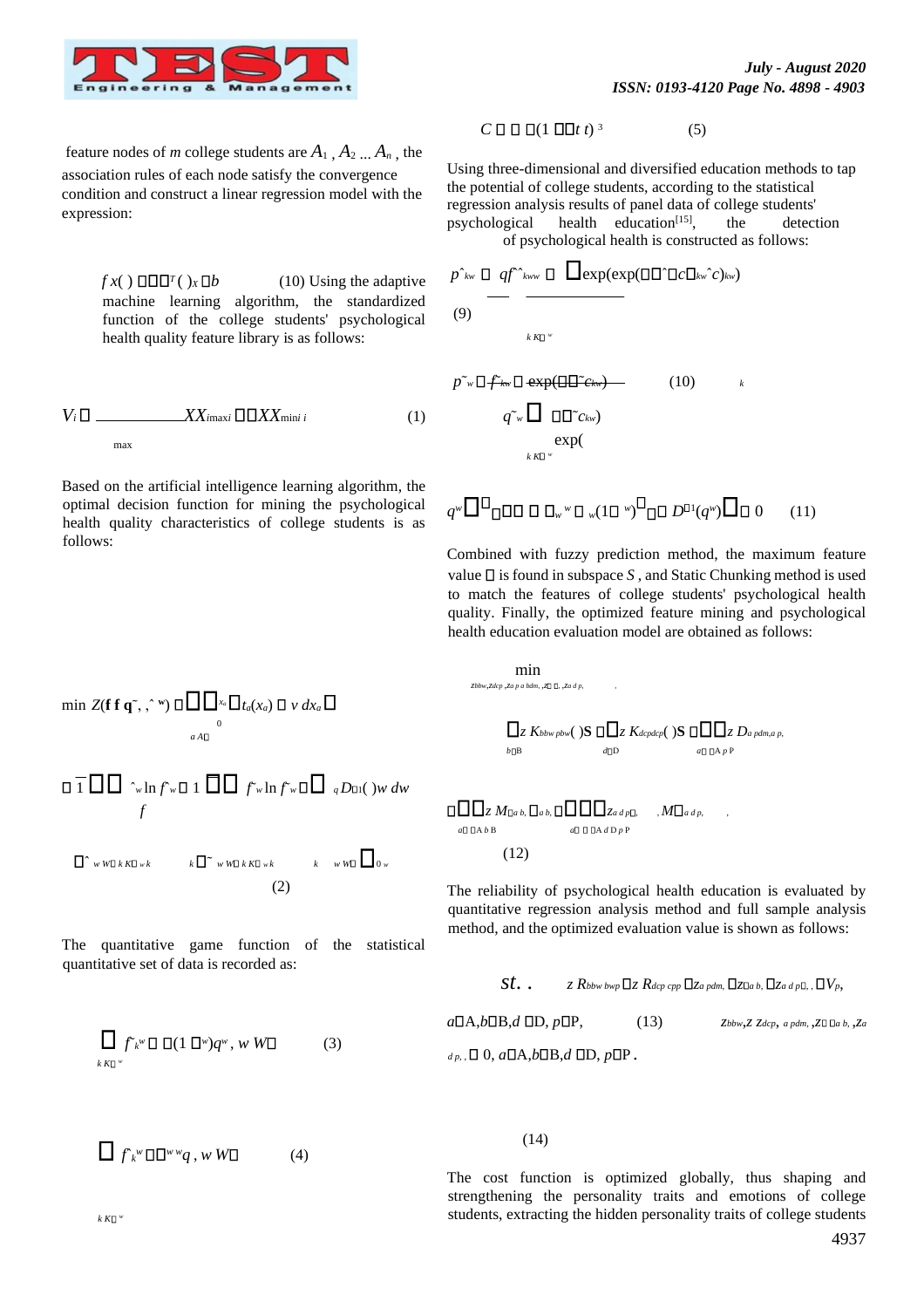feature nodes of $m$ college students are $A_1, A_2 ... A_n$, the association rules of each node satisfy the convergence condition and construct a linear regression model with the expression:

$$f(x) = \omega^T (x) + b \quad (10)$$

Using the adaptive machine learning algorithm, the standardized function of the college students' psychological health quality feature library is as follows:

$$V_i = \frac{X_{max\,i} - X_{min\,i}}{X_{max}} \quad (1)$$

Based on the artificial intelligence learning algorithm, the optimal decision function for mining the psychological health quality characteristics of college students is as follows:

$$\min Z(\mathbf{f}, \mathbf{f}, \tilde{\mathbf{q}}, \hat{\mathbf{w}}) \qquad (2)$$

The quantitative game function of the statistical quantitative set of data is recorded as:

$$\sum_{k \in K^w} \tilde{f}_k^w = (1 - \cdot^w) q^w, \; w \in W \quad (3)$$

$$\sum_{k \in K^w} \hat{f}_k^w = {}^w q, \; w \in W \quad (4)$$

$$C = (1 + t)^3 \quad (5)$$

Using three-dimensional and diversified education methods to tap the potential of college students, according to the statistical regression analysis results of panel data of college students' psychological health education[15], the detection of psychological health is constructed as follows:

$$\hat{p}_{kw} = \frac{\hat{f}_{kw}}{q} = \frac{\exp(\hat{c}_{kw})}{\sum_{k \in K^w} \exp(\hat{c}_{kw})} \quad (9)$$

$$\tilde{p}_{kw} = \frac{\tilde{f}_{kw}}{\tilde{q}_w} = \frac{\exp(\tilde{c}_{kw})}{\sum_{k \in K^w} \exp(\tilde{c}_{kw})} \quad (10)$$

$$q^w \quad D^{-1}(q^w) \quad 0 \quad (11)$$

Combined with fuzzy prediction method, the maximum feature value is found in subspace $S$, and Static Chunking method is used to match the features of college students' psychological health quality. Finally, the optimized feature mining and psychological health education evaluation model are obtained as follows:

$$\min \sum_{b \in B} z\, K_{bbw\,pbw}(\mathbf{S}) + \sum_{d \in D} z\, K_{dcp\,dcp}(\mathbf{S}) + \sum_{a \in A\, p \in P} z\, D_{a\,pdm,a\,p} + \sum_{a \in A\, b \in B} z\, M_{a\,b} + \sum_{a \in A\, d \in D\, p \in P} z_{a\,d\,p}\, M_{a\,d\,p} \quad (12)$$

The reliability of psychological health education is evaluated by quantitative regression analysis method and full sample analysis method, and the optimized evaluation value is shown as follows:

$$st. \quad z\, R_{bbw\,bwp} + z\, R_{dcp\,cpp} + z_{a\,pdm} + z_{a\,b} + z_{a\,d\,p} \; V_p, \quad a \in A, b \in B, d \in D, p \in P, \quad (13)$$

$$z_{bbw}, z_{dcp}, z_{a\,pdm}, z_{a\,b}, z_{a\,d\,p} \geq 0, \; a \in A, b \in B, d \in D, p \in P. \quad (14)$$

The cost function is optimized globally, thus shaping and strengthening the personality traits and emotions of college students, extracting the hidden personality traits of college students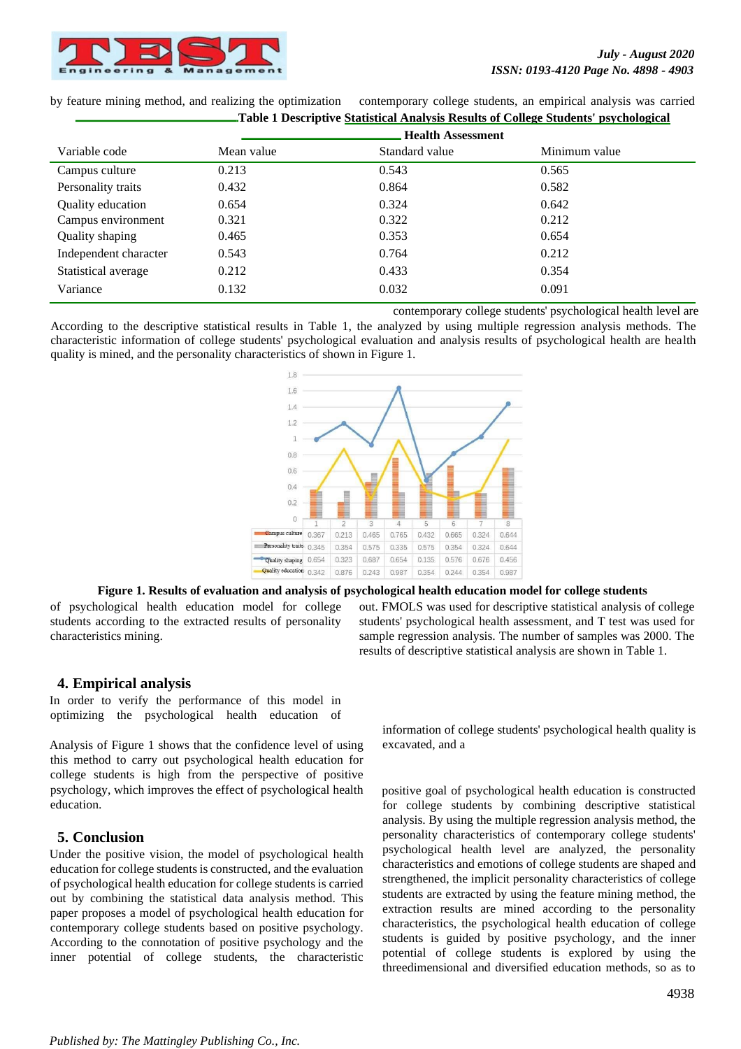by feature mining method, and realizing the optimization of psychological health education model for college students according to the extracted results of personality characteristics mining.

## 4. Empirical analysis

In order to verify the performance of this model in optimizing the psychological health education of contemporary college students, an empirical analysis was carried out. FMOLS was used for descriptive statistical analysis of college students' psychological health assessment, and T test was used for sample regression analysis. The number of samples was 2000. The results of descriptive statistical analysis are shown in Table 1.

**Table 1 Descriptive Statistical Analysis Results of College Students' psychological Health Assessment**

| Variable code | Mean value | Standard value | Minimum value |
|---|---|---|---|
| Campus culture | 0.213 | 0.543 | 0.565 |
| Personality traits | 0.432 | 0.864 | 0.582 |
| Quality education | 0.654 | 0.324 | 0.642 |
| Campus environment | 0.321 | 0.322 | 0.212 |
| Quality shaping | 0.465 | 0.353 | 0.654 |
| Independent character | 0.543 | 0.764 | 0.212 |
| Statistical average | 0.212 | 0.433 | 0.354 |
| Variance | 0.132 | 0.032 | 0.091 |

According to the descriptive statistical results in Table 1, the contemporary college students' psychological health level are analyzed by using multiple regression analysis methods. The characteristic information of college students' psychological evaluation and analysis results of psychological health are health quality is mined, and the personality characteristics of shown in Figure 1.

| | 1 | 2 | 3 | 4 | 5 | 6 | 7 | 8 |
|---|---|---|---|---|---|---|---|---|
| Campus culture | 0.367 | 0.213 | 0.465 | 0.765 | 0.432 | 0.665 | 0.324 | 0.644 |
| Personality traits | 0.345 | 0.354 | 0.575 | 0.335 | 0.575 | 0.354 | 0.324 | 0.644 |
| Quality shaping | 0.654 | 0.323 | 0.687 | 0.654 | 0.135 | 0.576 | 0.676 | 0.456 |
| Quality education | 0.342 | 0.876 | 0.243 | 0.987 | 0.354 | 0.244 | 0.354 | 0.987 |

**Figure 1. Results of evaluation and analysis of psychological health education model for college students**

Analysis of Figure 1 shows that the confidence level of using this method to carry out psychological health education for college students is high from the perspective of positive psychology, which improves the effect of psychological health education.

## 5. Conclusion

Under the positive vision, the model of psychological health education for college students is constructed, and the evaluation of psychological health education for college students is carried out by combining the statistical data analysis method. This paper proposes a model of psychological health education for contemporary college students based on positive psychology. According to the connotation of positive psychology and the inner potential of college students, the characteristic information of college students' psychological health quality is excavated, and a positive goal of psychological health education is constructed for college students by combining descriptive statistical analysis. By using the multiple regression analysis method, the personality characteristics of contemporary college students' psychological health level are analyzed, the personality characteristics and emotions of college students are shaped and strengthened, the implicit personality characteristics of college students are extracted by using the feature mining method, the extraction results are mined according to the personality characteristics, the psychological health education of college students is guided by positive psychology, and the inner potential of college students is explored by using the threedimensional and diversified education methods, so as to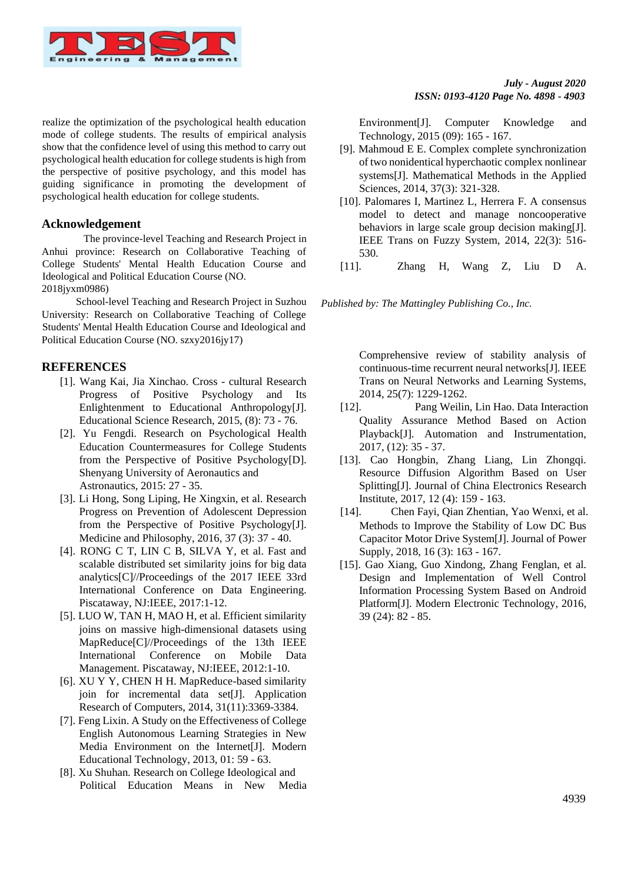realize the optimization of the psychological health education mode of college students. The results of empirical analysis show that the confidence level of using this method to carry out psychological health education for college students is high from the perspective of positive psychology, and this model has guiding significance in promoting the development of psychological health education for college students.

## Acknowledgement

The province-level Teaching and Research Project in Anhui province: Research on Collaborative Teaching of College Students' Mental Health Education Course and Ideological and Political Education Course (NO. 2018jyxm0986)

School-level Teaching and Research Project in Suzhou University: Research on Collaborative Teaching of College Students' Mental Health Education Course and Ideological and Political Education Course (NO. szxy2016jy17)

## REFERENCES

[1]. Wang Kai, Jia Xinchao. Cross - cultural Research Progress of Positive Psychology and Its Enlightenment to Educational Anthropology[J]. Educational Science Research, 2015, (8): 73 - 76.

[2]. Yu Fengdi. Research on Psychological Health Education Countermeasures for College Students from the Perspective of Positive Psychology[D]. Shenyang University of Aeronautics and Astronautics, 2015: 27 - 35.

[3]. Li Hong, Song Liping, He Xingxin, et al. Research Progress on Prevention of Adolescent Depression from the Perspective of Positive Psychology[J]. Medicine and Philosophy, 2016, 37 (3): 37 - 40.

[4]. RONG C T, LIN C B, SILVA Y, et al. Fast and scalable distributed set similarity joins for big data analytics[C]//Proceedings of the 2017 IEEE 33rd International Conference on Data Engineering. Piscataway, NJ:IEEE, 2017:1-12.

[5]. LUO W, TAN H, MAO H, et al. Efficient similarity joins on massive high-dimensional datasets using MapReduce[C]//Proceedings of the 13th IEEE International Conference on Mobile Data Management. Piscataway, NJ:IEEE, 2012:1-10.

[6]. XU Y Y, CHEN H H. MapReduce-based similarity join for incremental data set[J]. Application Research of Computers, 2014, 31(11):3369-3384.

[7]. Feng Lixin. A Study on the Effectiveness of College English Autonomous Learning Strategies in New Media Environment on the Internet[J]. Modern Educational Technology, 2013, 01: 59 - 63.

[8]. Xu Shuhan. Research on College Ideological and Political Education Means in New Media Environment[J]. Computer Knowledge and Technology, 2015 (09): 165 - 167.

[9]. Mahmoud E E. Complex complete synchronization of two nonidentical hyperchaotic complex nonlinear systems[J]. Mathematical Methods in the Applied Sciences, 2014, 37(3): 321-328.

[10]. Palomares I, Martinez L, Herrera F. A consensus model to detect and manage noncooperative behaviors in large scale group decision making[J]. IEEE Trans on Fuzzy System, 2014, 22(3): 516-530.

[11]. Zhang H, Wang Z, Liu D A. Comprehensive review of stability analysis of continuous-time recurrent neural networks[J]. IEEE Trans on Neural Networks and Learning Systems, 2014, 25(7): 1229-1262.

[12]. Pang Weilin, Lin Hao. Data Interaction Quality Assurance Method Based on Action Playback[J]. Automation and Instrumentation, 2017, (12): 35 - 37.

[13]. Cao Hongbin, Zhang Liang, Lin Zhongqi. Resource Diffusion Algorithm Based on User Splitting[J]. Journal of China Electronics Research Institute, 2017, 12 (4): 159 - 163.

[14]. Chen Fayi, Qian Zhentian, Yao Wenxi, et al. Methods to Improve the Stability of Low DC Bus Capacitor Motor Drive System[J]. Journal of Power Supply, 2018, 16 (3): 163 - 167.

[15]. Gao Xiang, Guo Xindong, Zhang Fenglan, et al. Design and Implementation of Well Control Information Processing System Based on Android Platform[J]. Modern Electronic Technology, 2016, 39 (24): 82 - 85.